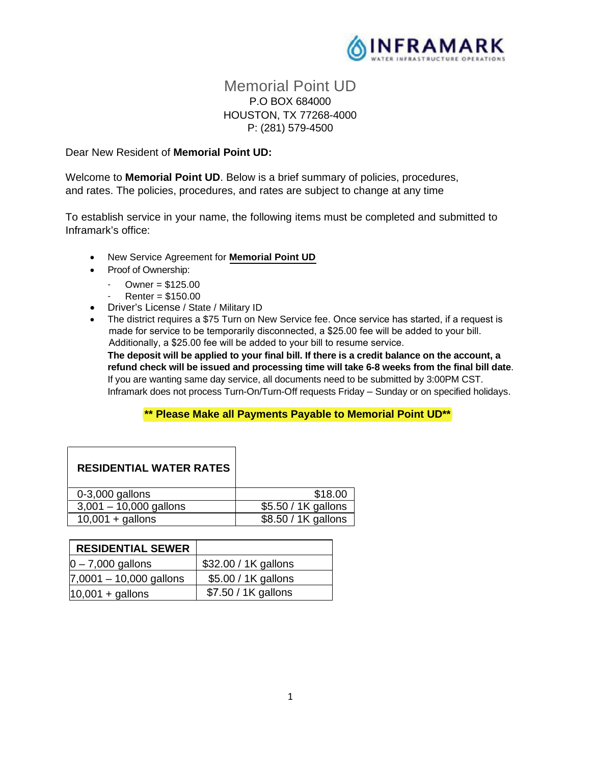INFRAMARK
WATER INFRASTRUCTURE OPERATIONS

# Memorial Point UD

P.O BOX 684000
HOUSTON, TX 77268-4000
P: (281) 579-4500

Dear New Resident of **Memorial Point UD:**

Welcome to **Memorial Point UD**. Below is a brief summary of policies, procedures, and rates. The policies, procedures, and rates are subject to change at any time

To establish service in your name, the following items must be completed and submitted to Inframark's office:

- New Service Agreement for **Memorial Point UD**
- Proof of Ownership:
  - Owner = $125.00
  - Renter = $150.00
- Driver's License / State / Military ID
- The district requires a $75 Turn on New Service fee. Once service has started, if a request is made for service to be temporarily disconnected, a $25.00 fee will be added to your bill. Additionally, a $25.00 fee will be added to your bill to resume service.
  **The deposit will be applied to your final bill. If there is a credit balance on the account, a refund check will be issued and processing time will take 6-8 weeks from the final bill date**.
  If you are wanting same day service, all documents need to be submitted by 3:00PM CST.
  Inframark does not process Turn-On/Turn-Off requests Friday – Sunday or on specified holidays.

**** Please Make all Payments Payable to Memorial Point UD****

| RESIDENTIAL WATER RATES | |
|---|---|
| 0-3,000 gallons | $18.00 |
| 3,001 – 10,000 gallons | $5.50 / 1K gallons |
| 10,001 + gallons | $8.50 / 1K gallons |

| RESIDENTIAL SEWER | |
|---|---|
| 0 – 7,000 gallons | $32.00 / 1K gallons |
| 7,0001 – 10,000 gallons | $5.00 / 1K gallons |
| 10,001 + gallons | $7.50 / 1K gallons |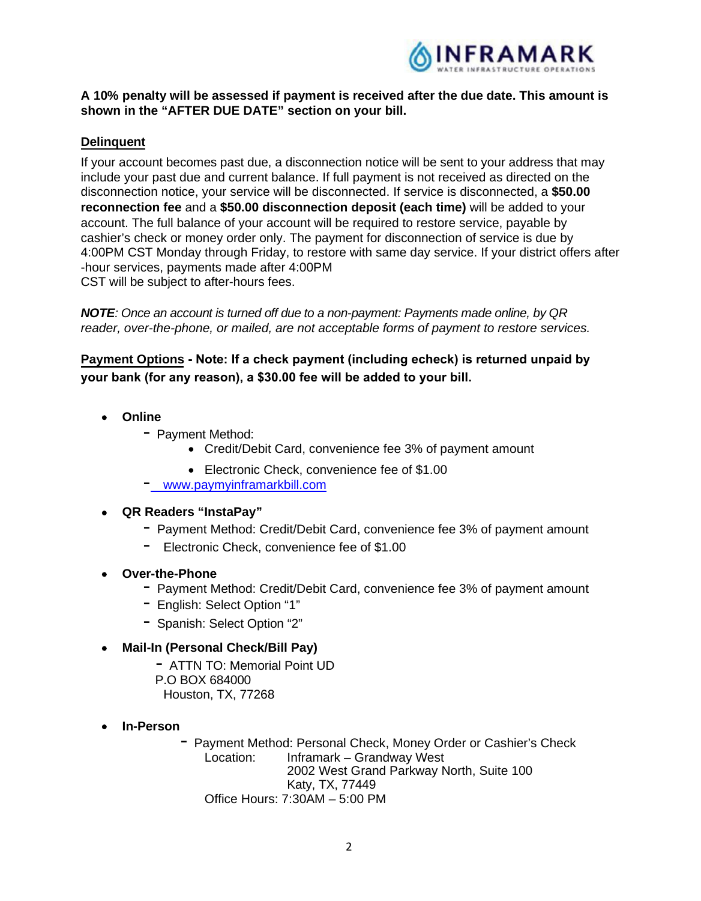**A 10% penalty will be assessed if payment is received after the due date. This amount is shown in the "AFTER DUE DATE" section on your bill.**

## Delinquent

If your account becomes past due, a disconnection notice will be sent to your address that may include your past due and current balance. If full payment is not received as directed on the disconnection notice, your service will be disconnected. If service is disconnected, a **$50.00 reconnection fee** and a **$50.00 disconnection deposit (each time)** will be added to your account. The full balance of your account will be required to restore service, payable by cashier's check or money order only. The payment for disconnection of service is due by 4:00PM CST Monday through Friday, to restore with same day service. If your district offers after -hour services, payments made after 4:00PM CST will be subject to after-hours fees.

***NOTE****: Once an account is turned off due to a non-payment: Payments made online, by QR reader, over-the-phone, or mailed, are not acceptable forms of payment to restore services.*

**Payment Options - Note: If a check payment (including echeck) is returned unpaid by your bank (for any reason), a $30.00 fee will be added to your bill.**

- **Online**
  - Payment Method:
    - Credit/Debit Card, convenience fee 3% of payment amount
    - Electronic Check, convenience fee of $1.00
  - www.paymyinframarkbill.com
- **QR Readers "InstaPay"**
  - Payment Method: Credit/Debit Card, convenience fee 3% of payment amount
  - Electronic Check, convenience fee of $1.00
- **Over-the-Phone**
  - Payment Method: Credit/Debit Card, convenience fee 3% of payment amount
  - English: Select Option "1"
  - Spanish: Select Option "2"
- **Mail-In (Personal Check/Bill Pay)**
  - ATTN TO: Memorial Point UD
    P.O BOX 684000
    Houston, TX, 77268
- **In-Person**
  - Payment Method: Personal Check, Money Order or Cashier's Check
    Location: Inframark – Grandway West
    2002 West Grand Parkway North, Suite 100
    Katy, TX, 77449
    Office Hours: 7:30AM – 5:00 PM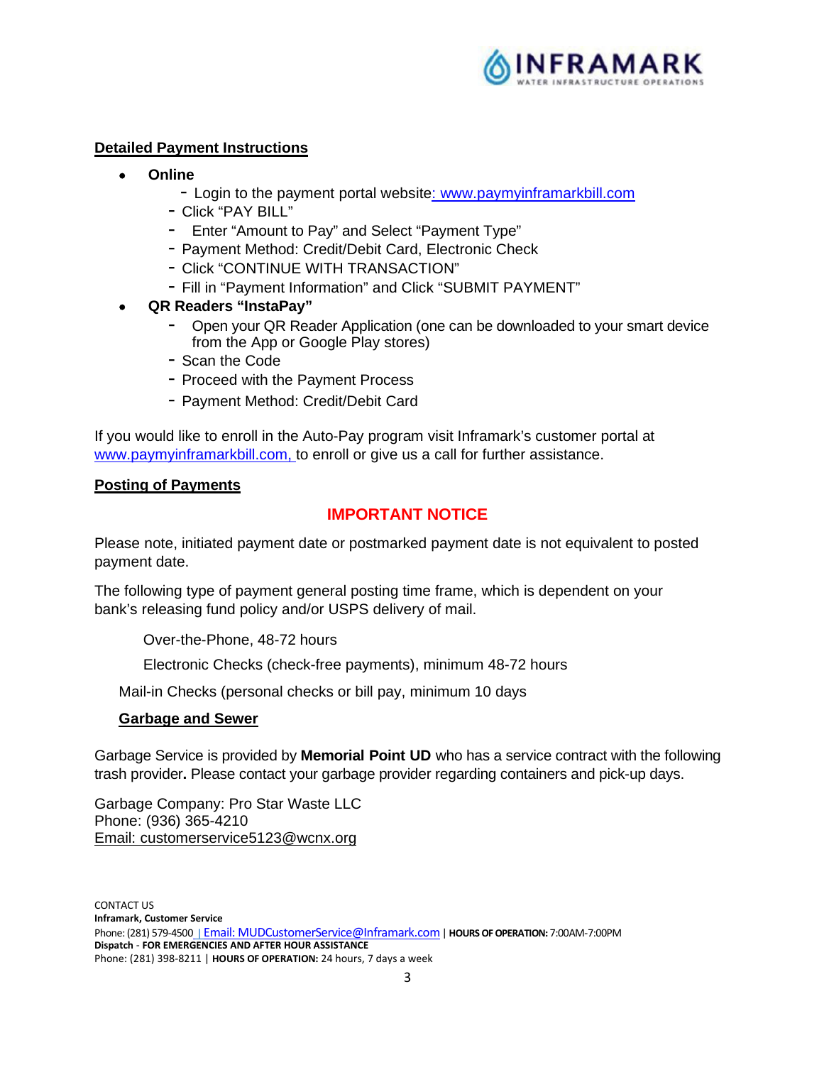**Detailed Payment Instructions**

- **Online**
  - Login to the payment portal website: www.paymyinframarkbill.com
  - Click "PAY BILL"
  - Enter "Amount to Pay" and Select "Payment Type"
  - Payment Method: Credit/Debit Card, Electronic Check
  - Click "CONTINUE WITH TRANSACTION"
  - Fill in "Payment Information" and Click "SUBMIT PAYMENT"
- **QR Readers "InstaPay"**
  - Open your QR Reader Application (one can be downloaded to your smart device from the App or Google Play stores)
  - Scan the Code
  - Proceed with the Payment Process
  - Payment Method: Credit/Debit Card

If you would like to enroll in the Auto-Pay program visit Inframark's customer portal at www.paymyinframarkbill.com, to enroll or give us a call for further assistance.

**Posting of Payments**

**IMPORTANT NOTICE**

Please note, initiated payment date or postmarked payment date is not equivalent to posted payment date.

The following type of payment general posting time frame, which is dependent on your bank's releasing fund policy and/or USPS delivery of mail.

Over-the-Phone, 48-72 hours

Electronic Checks (check-free payments), minimum 48-72 hours

Mail-in Checks (personal checks or bill pay, minimum 10 days

**Garbage and Sewer**

Garbage Service is provided by **Memorial Point UD** who has a service contract with the following trash provider**.** Please contact your garbage provider regarding containers and pick-up days.

Garbage Company: Pro Star Waste LLC
Phone: (936) 365-4210
Email: customerservice5123@wcnx.org

CONTACT US
**Inframark, Customer Service**
Phone: (281) 579-4500 | Email: MUDCustomerService@Inframark.com | **HOURS OF OPERATION:** 7:00AM-7:00PM
**Dispatch - FOR EMERGENCIES AND AFTER HOUR ASSISTANCE**
Phone: (281) 398-8211 | **HOURS OF OPERATION:** 24 hours, 7 days a week